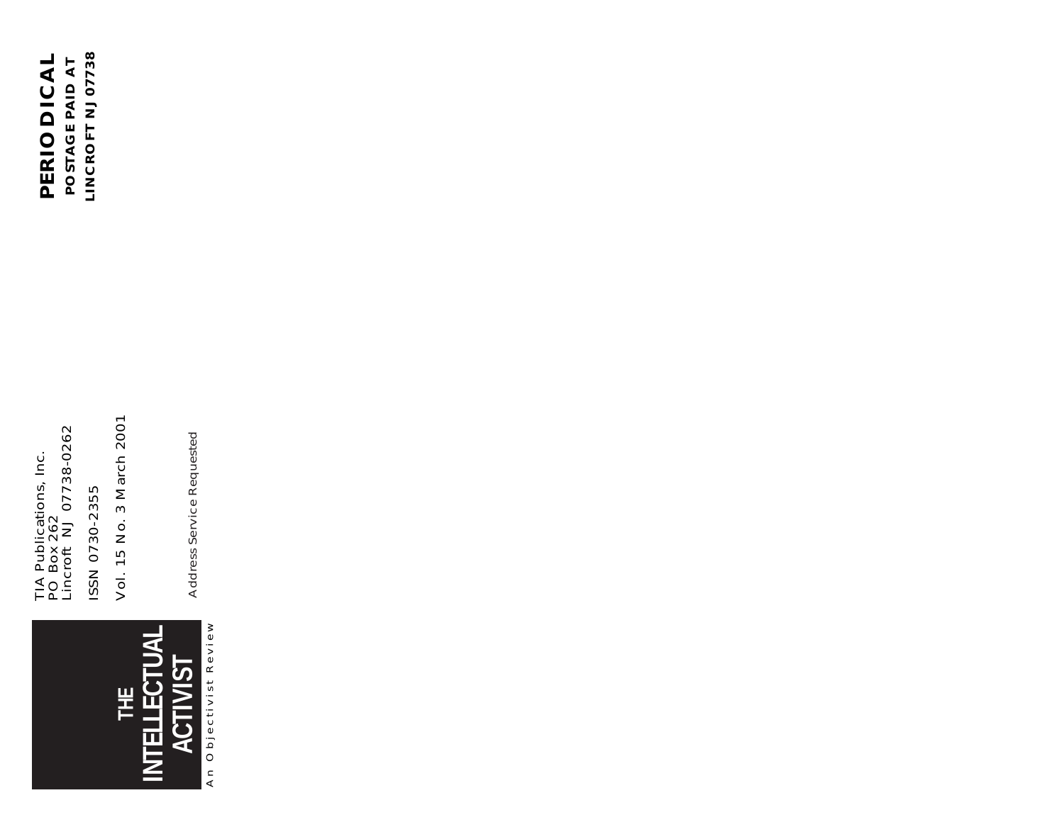**PERIODICAL**

**POSTAGE PAID AT**
**LINCROFT NJ 07738**

TIA Publications, Inc.
PO Box 262
Lincroft NJ 07738-0262

ISSN 0730-2355

Vol. 15 No. 3 March 2001

Address Service Requested

# THE INTELLECTUAL ACTIVIST

An Objectivist Review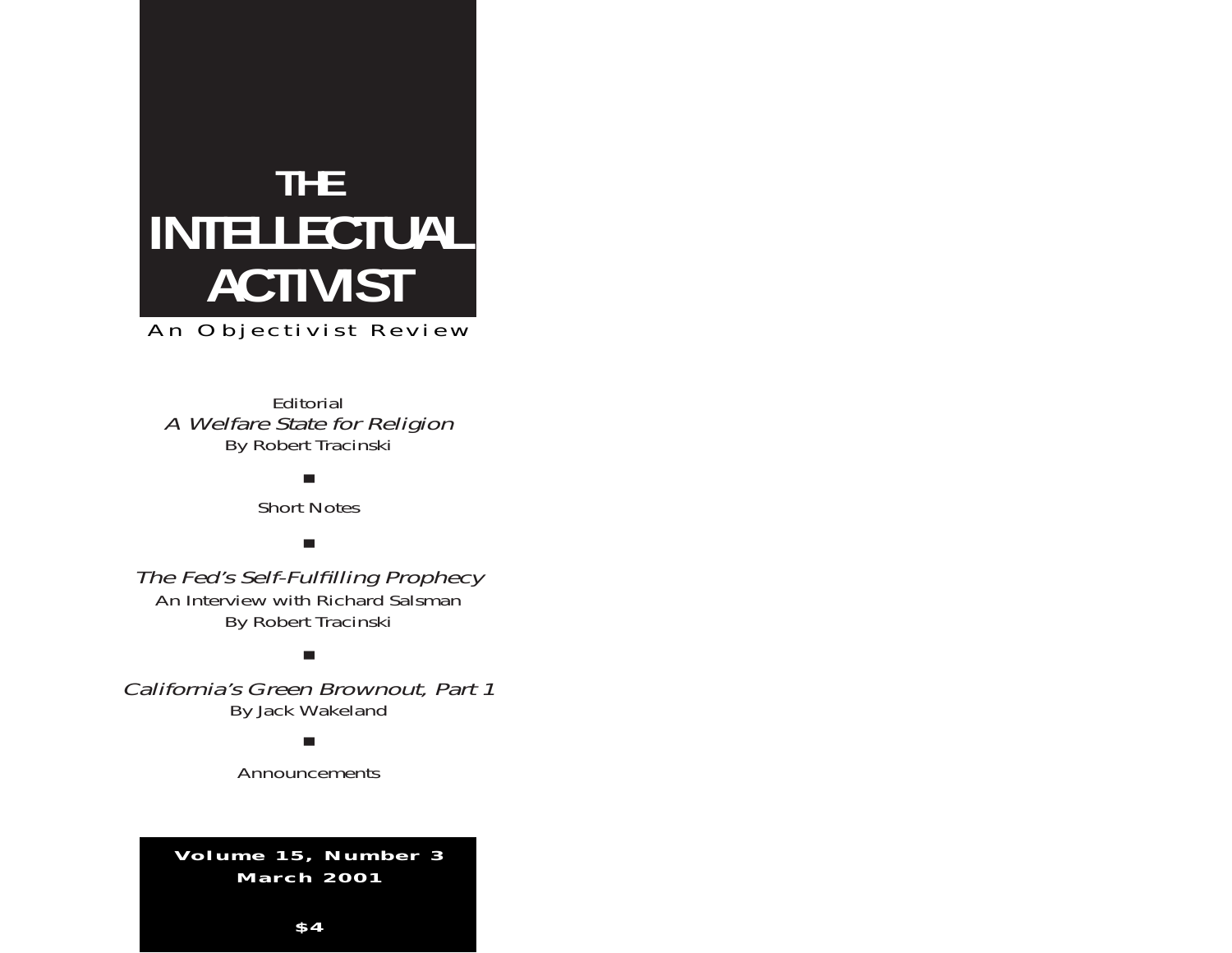# THE INTELLECTUAL ACTIVIST

An Objectivist Review

Editorial

*A Welfare State for Religion*

By Robert Tracinski

■

Short Notes

■

*The Fed's Self-Fulfilling Prophecy*

An Interview with Richard Salsman

By Robert Tracinski

■

*California's Green Brownout, Part 1*

By Jack Wakeland

■

Announcements

**Volume 15, Number 3**
**March 2001**

**$4**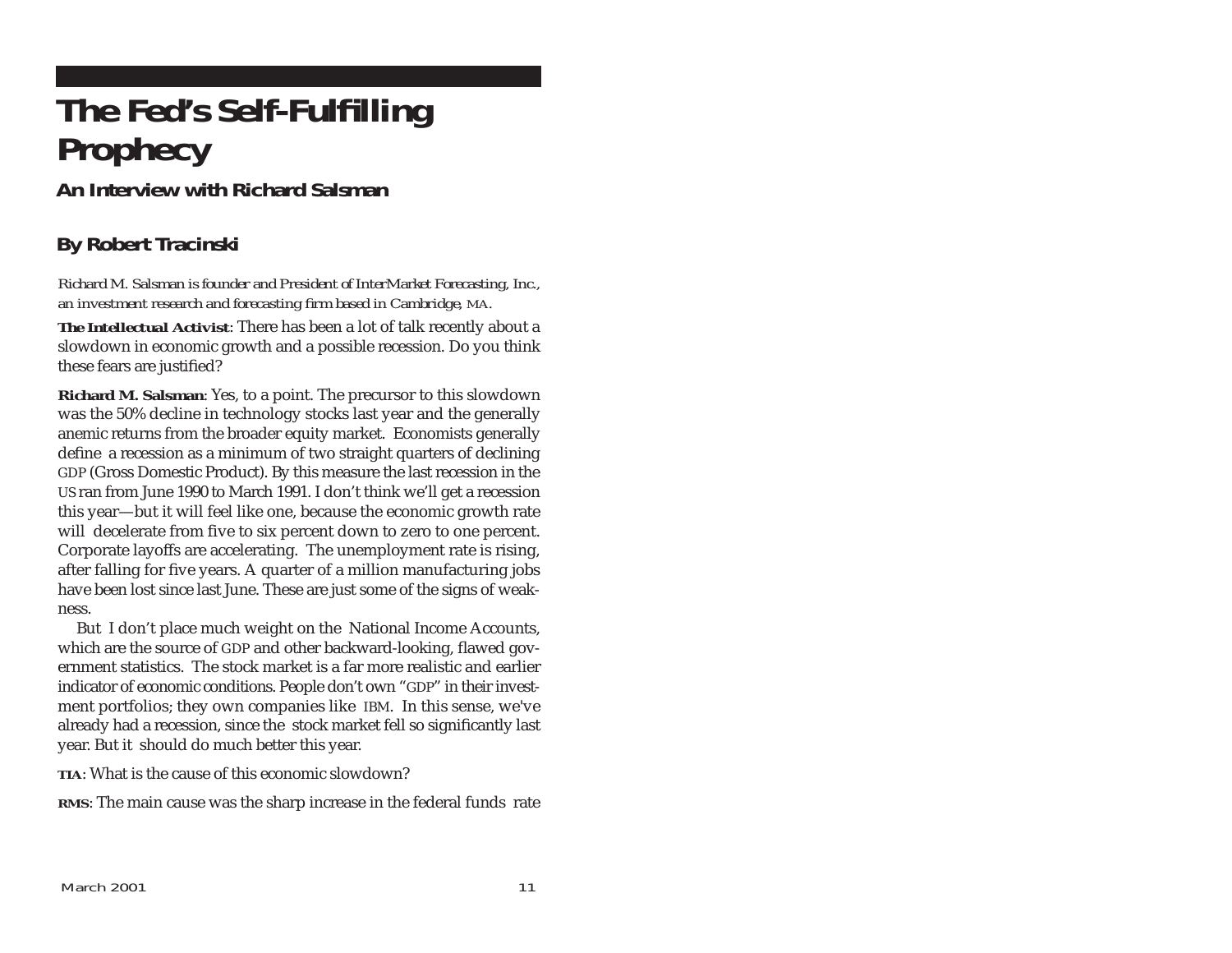# The Fed's Self-Fulfilling Prophecy

### An Interview with Richard Salsman

### By Robert Tracinski

*Richard M. Salsman is founder and President of InterMarket Forecasting, Inc., an investment research and forecasting firm based in Cambridge, MA.*

**The Intellectual Activist**: There has been a lot of talk recently about a slowdown in economic growth and a possible recession. Do you think these fears are justified?

**Richard M. Salsman**: Yes, to a point. The precursor to this slowdown was the 50% decline in technology stocks last year and the generally anemic returns from the broader equity market. Economists generally define a recession as a minimum of two straight quarters of declining GDP (Gross Domestic Product). By this measure the last recession in the US ran from June 1990 to March 1991. I don't think we'll get a recession this year—but it will feel like one, because the economic growth rate will decelerate from five to six percent down to zero to one percent. Corporate layoffs are accelerating. The unemployment rate is rising, after falling for five years. A quarter of a million manufacturing jobs have been lost since last June. These are just some of the signs of weakness.

But I don't place much weight on the National Income Accounts, which are the source of GDP and other backward-looking, flawed government statistics. The stock market is a far more realistic and earlier indicator of economic conditions. People don't own "GDP" in their investment portfolios; they own companies like IBM. In this sense, we've already had a recession, since the stock market fell so significantly last year. But it should do much better this year.

**TIA**: What is the cause of this economic slowdown?

**RMS**: The main cause was the sharp increase in the federal funds rate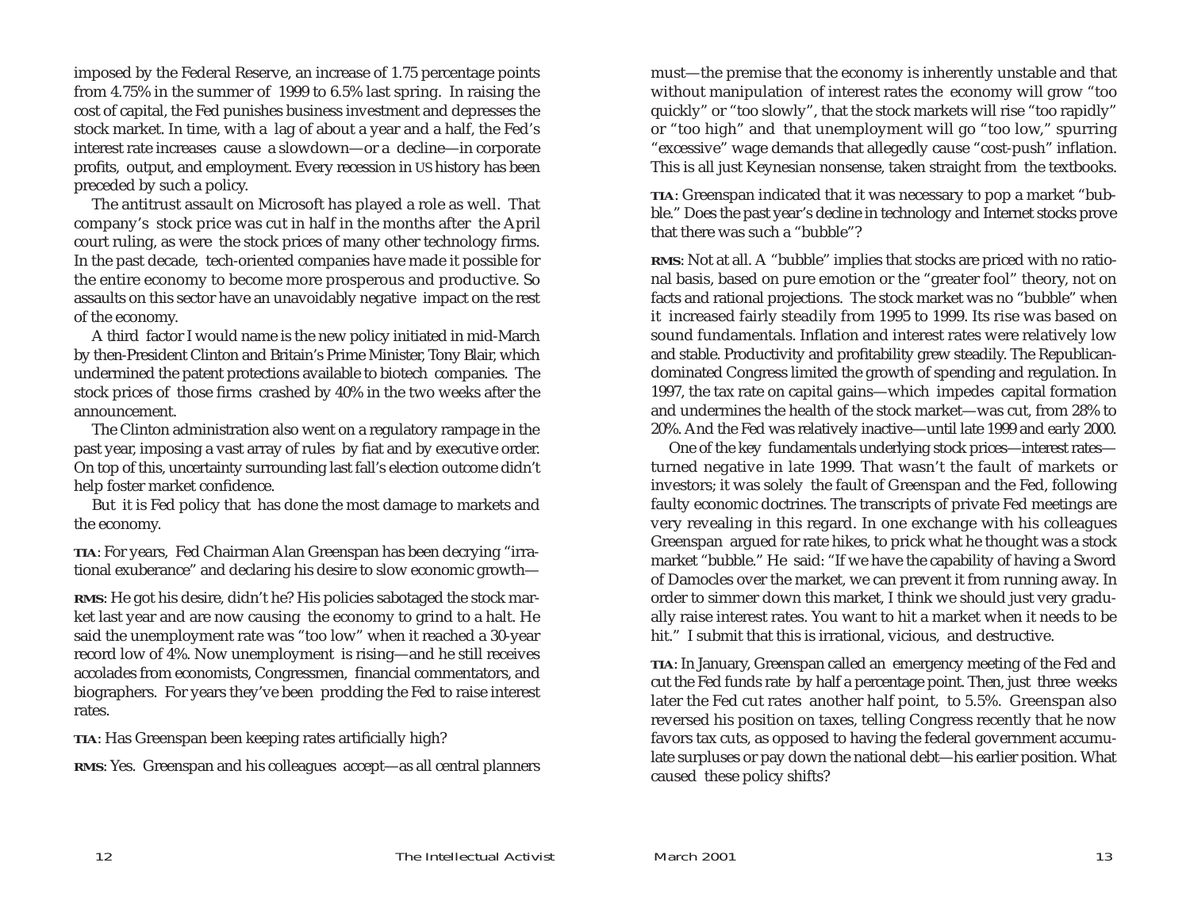imposed by the Federal Reserve, an increase of 1.75 percentage points from 4.75% in the summer of 1999 to 6.5% last spring. In raising the cost of capital, the Fed punishes business investment and depresses the stock market. In time, with a lag of about a year and a half, the Fed's interest rate increases cause a slowdown—or a decline—in corporate profits, output, and employment. Every recession in US history has been preceded by such a policy.

The antitrust assault on Microsoft has played a role as well. That company's stock price was cut in half in the months after the April court ruling, as were the stock prices of many other technology firms. In the past decade, tech-oriented companies have made it possible for the entire economy to become more prosperous and productive. So assaults on this sector have an unavoidably negative impact on the rest of the economy.

A third factor I would name is the new policy initiated in mid-March by then-President Clinton and Britain's Prime Minister, Tony Blair, which undermined the patent protections available to biotech companies. The stock prices of those firms crashed by 40% in the two weeks after the announcement.

The Clinton administration also went on a regulatory rampage in the past year, imposing a vast array of rules by fiat and by executive order. On top of this, uncertainty surrounding last fall's election outcome didn't help foster market confidence.

But it is Fed policy that has done the most damage to markets and the economy.

**TIA**: For years, Fed Chairman Alan Greenspan has been decrying "irrational exuberance" and declaring his desire to slow economic growth—

**RMS**: He got his desire, didn't he? His policies sabotaged the stock market last year and are now causing the economy to grind to a halt. He said the unemployment rate was "too low" when it reached a 30-year record low of 4%. Now unemployment is rising—and he still receives accolades from economists, Congressmen, financial commentators, and biographers. For years they've been prodding the Fed to raise interest rates.

**TIA**: Has Greenspan been keeping rates artificially high?

**RMS**: Yes. Greenspan and his colleagues accept—as all central planners must—the premise that the economy is inherently unstable and that without manipulation of interest rates the economy will grow "too quickly" or "too slowly", that the stock markets will rise "too rapidly" or "too high" and that unemployment will go "too low," spurring "excessive" wage demands that allegedly cause "cost-push" inflation. This is all just Keynesian nonsense, taken straight from the textbooks.

**TIA**: Greenspan indicated that it was necessary to pop a market "bubble." Does the past year's decline in technology and Internet stocks prove that there was such a "bubble"?

**RMS**: Not at all. A "bubble" implies that stocks are priced with no rational basis, based on pure emotion or the "greater fool" theory, not on facts and rational projections. The stock market was no "bubble" when it increased fairly steadily from 1995 to 1999. Its rise was based on sound fundamentals. Inflation and interest rates were relatively low and stable. Productivity and profitability grew steadily. The Republican-dominated Congress limited the growth of spending and regulation. In 1997, the tax rate on capital gains—which impedes capital formation and undermines the health of the stock market—was cut, from 28% to 20%. And the Fed was relatively inactive—until late 1999 and early 2000.

One of the key fundamentals underlying stock prices—interest rates—turned negative in late 1999. That wasn't the fault of markets or investors; it was solely the fault of Greenspan and the Fed, following faulty economic doctrines. The transcripts of private Fed meetings are very revealing in this regard. In one exchange with his colleagues Greenspan argued for rate hikes, to prick what he thought was a stock market "bubble." He said: "If we have the capability of having a Sword of Damocles over the market, we can prevent it from running away. In order to simmer down this market, I think we should just very gradually raise interest rates. You want to hit a market when it needs to be hit." I submit that this is irrational, vicious, and destructive.

**TIA**: In January, Greenspan called an emergency meeting of the Fed and cut the Fed funds rate by half a percentage point. Then, just three weeks later the Fed cut rates another half point, to 5.5%. Greenspan also reversed his position on taxes, telling Congress recently that he now favors tax cuts, as opposed to having the federal government accumulate surpluses or pay down the national debt—his earlier position. What caused these policy shifts?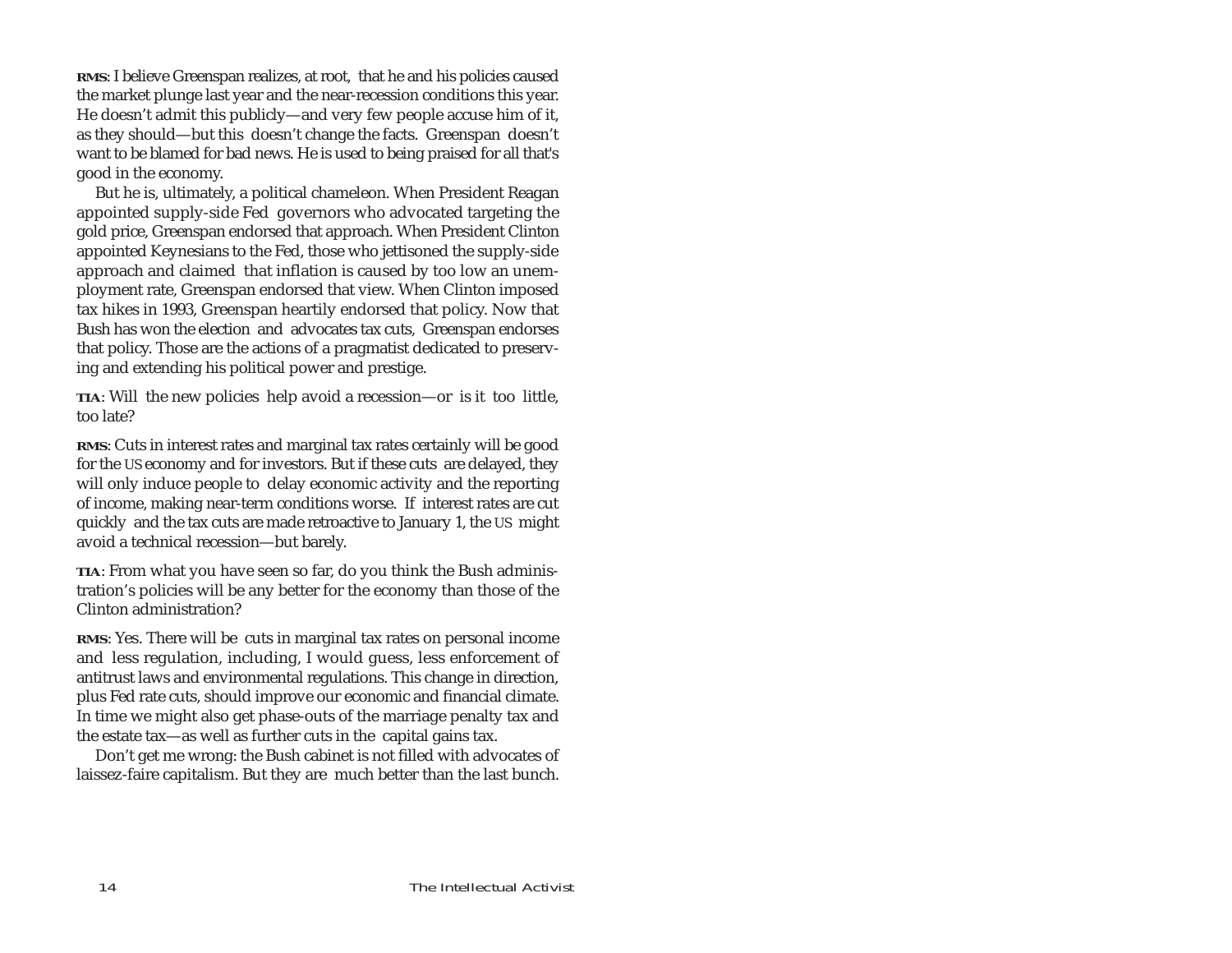**RMS**: I believe Greenspan realizes, at root, that he and his policies caused the market plunge last year and the near-recession conditions this year. He doesn't admit this publicly—and very few people accuse him of it, as they should—but this doesn't change the facts. Greenspan doesn't want to be blamed for bad news. He is used to being praised for all that's good in the economy.

But he is, ultimately, a political chameleon. When President Reagan appointed supply-side Fed governors who advocated targeting the gold price, Greenspan endorsed that approach. When President Clinton appointed Keynesians to the Fed, those who jettisoned the supply-side approach and claimed that inflation is caused by too low an unemployment rate, Greenspan endorsed that view. When Clinton imposed tax hikes in 1993, Greenspan heartily endorsed that policy. Now that Bush has won the election and advocates tax cuts, Greenspan endorses that policy. Those are the actions of a pragmatist dedicated to preserving and extending his political power and prestige.

**TIA**: Will the new policies help avoid a recession—or is it too little, too late?

**RMS**: Cuts in interest rates and marginal tax rates certainly will be good for the US economy and for investors. But if these cuts are delayed, they will only induce people to delay economic activity and the reporting of income, making near-term conditions worse. If interest rates are cut quickly and the tax cuts are made retroactive to January 1, the US might avoid a technical recession—but barely.

**TIA**: From what you have seen so far, do you think the Bush administration's policies will be any better for the economy than those of the Clinton administration?

**RMS**: Yes. There will be cuts in marginal tax rates on personal income and less regulation, including, I would guess, less enforcement of antitrust laws and environmental regulations. This change in direction, plus Fed rate cuts, should improve our economic and financial climate. In time we might also get phase-outs of the marriage penalty tax and the estate tax—as well as further cuts in the capital gains tax.

Don't get me wrong: the Bush cabinet is not filled with advocates of laissez-faire capitalism. But they are much better than the last bunch.